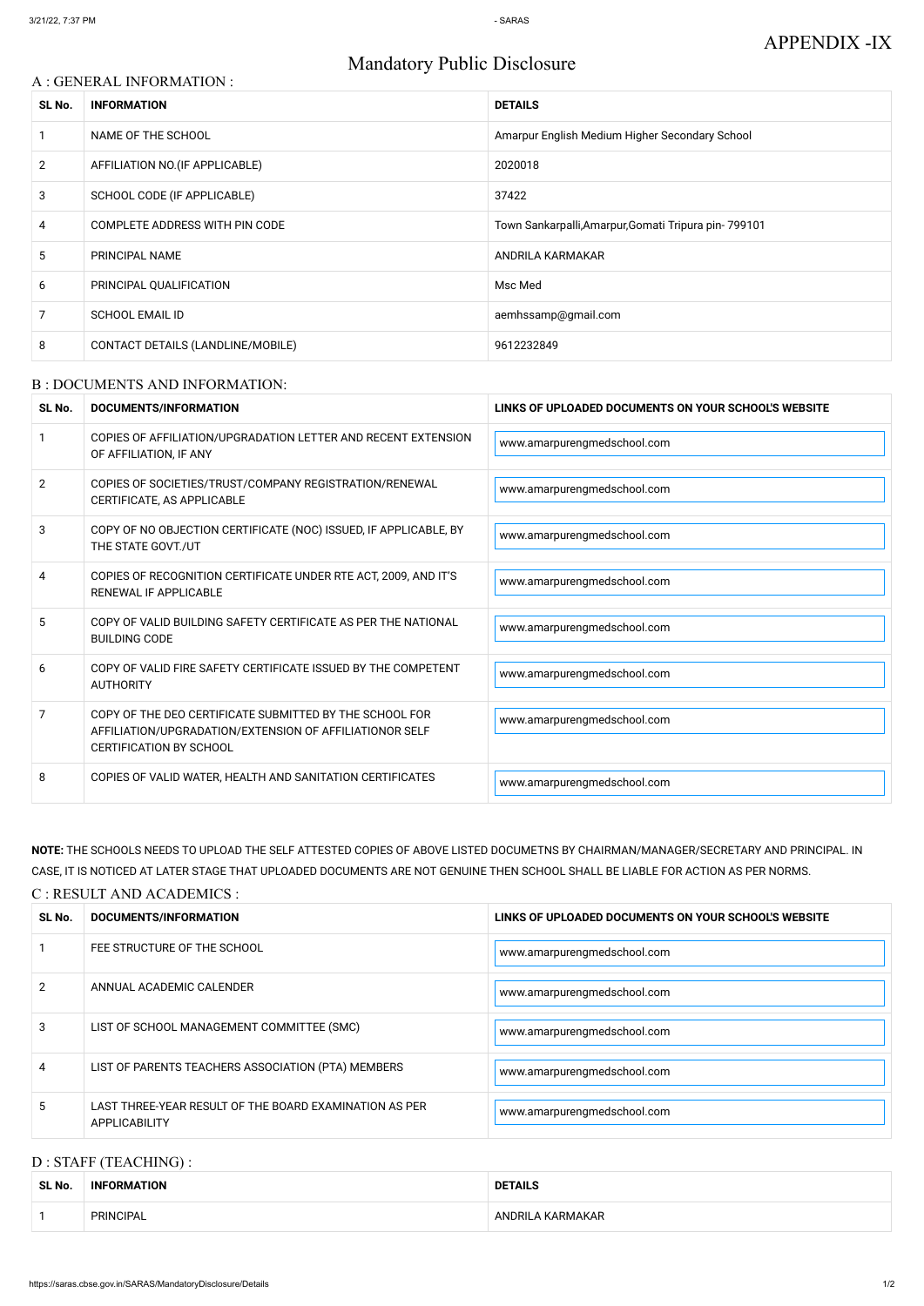APPENDIX -IX

# Mandatory Public Disclosure

## A : GENERAL INFORMATION :

| SL No. | INFORMATION | DETAILS |
|---|---|---|
| 1 | NAME OF THE SCHOOL | Amarpur English Medium Higher Secondary School |
| 2 | AFFILIATION NO.(IF APPLICABLE) | 2020018 |
| 3 | SCHOOL CODE (IF APPLICABLE) | 37422 |
| 4 | COMPLETE ADDRESS WITH PIN CODE | Town Sankarpalli,Amarpur,Gomati Tripura pin- 799101 |
| 5 | PRINCIPAL NAME | ANDRILA KARMAKAR |
| 6 | PRINCIPAL QUALIFICATION | Msc Med |
| 7 | SCHOOL EMAIL ID | aemhssamp@gmail.com |
| 8 | CONTACT DETAILS (LANDLINE/MOBILE) | 9612232849 |

## B : DOCUMENTS AND INFORMATION:

| SL No. | DOCUMENTS/INFORMATION | LINKS OF UPLOADED DOCUMENTS ON YOUR SCHOOL'S WEBSITE |
|---|---|---|
| 1 | COPIES OF AFFILIATION/UPGRADATION LETTER AND RECENT EXTENSION OF AFFILIATION, IF ANY | www.amarpurengmedschool.com |
| 2 | COPIES OF SOCIETIES/TRUST/COMPANY REGISTRATION/RENEWAL CERTIFICATE, AS APPLICABLE | www.amarpurengmedschool.com |
| 3 | COPY OF NO OBJECTION CERTIFICATE (NOC) ISSUED, IF APPLICABLE, BY THE STATE GOVT./UT | www.amarpurengmedschool.com |
| 4 | COPIES OF RECOGNITION CERTIFICATE UNDER RTE ACT, 2009, AND IT'S RENEWAL IF APPLICABLE | www.amarpurengmedschool.com |
| 5 | COPY OF VALID BUILDING SAFETY CERTIFICATE AS PER THE NATIONAL BUILDING CODE | www.amarpurengmedschool.com |
| 6 | COPY OF VALID FIRE SAFETY CERTIFICATE ISSUED BY THE COMPETENT AUTHORITY | www.amarpurengmedschool.com |
| 7 | COPY OF THE DEO CERTIFICATE SUBMITTED BY THE SCHOOL FOR AFFILIATION/UPGRADATION/EXTENSION OF AFFILIATIONOR SELF CERTIFICATION BY SCHOOL | www.amarpurengmedschool.com |
| 8 | COPIES OF VALID WATER, HEALTH AND SANITATION CERTIFICATES | www.amarpurengmedschool.com |

**NOTE:** THE SCHOOLS NEEDS TO UPLOAD THE SELF ATTESTED COPIES OF ABOVE LISTED DOCUMETNS BY CHAIRMAN/MANAGER/SECRETARY AND PRINCIPAL. IN CASE, IT IS NOTICED AT LATER STAGE THAT UPLOADED DOCUMENTS ARE NOT GENUINE THEN SCHOOL SHALL BE LIABLE FOR ACTION AS PER NORMS.

## C : RESULT AND ACADEMICS :

| SL No. | DOCUMENTS/INFORMATION | LINKS OF UPLOADED DOCUMENTS ON YOUR SCHOOL'S WEBSITE |
|---|---|---|
| 1 | FEE STRUCTURE OF THE SCHOOL | www.amarpurengmedschool.com |
| 2 | ANNUAL ACADEMIC CALENDER | www.amarpurengmedschool.com |
| 3 | LIST OF SCHOOL MANAGEMENT COMMITTEE (SMC) | www.amarpurengmedschool.com |
| 4 | LIST OF PARENTS TEACHERS ASSOCIATION (PTA) MEMBERS | www.amarpurengmedschool.com |
| 5 | LAST THREE-YEAR RESULT OF THE BOARD EXAMINATION AS PER APPLICABILITY | www.amarpurengmedschool.com |

## D : STAFF (TEACHING) :

| SL No. | INFORMATION | DETAILS |
|---|---|---|
| 1 | PRINCIPAL | ANDRILA KARMAKAR |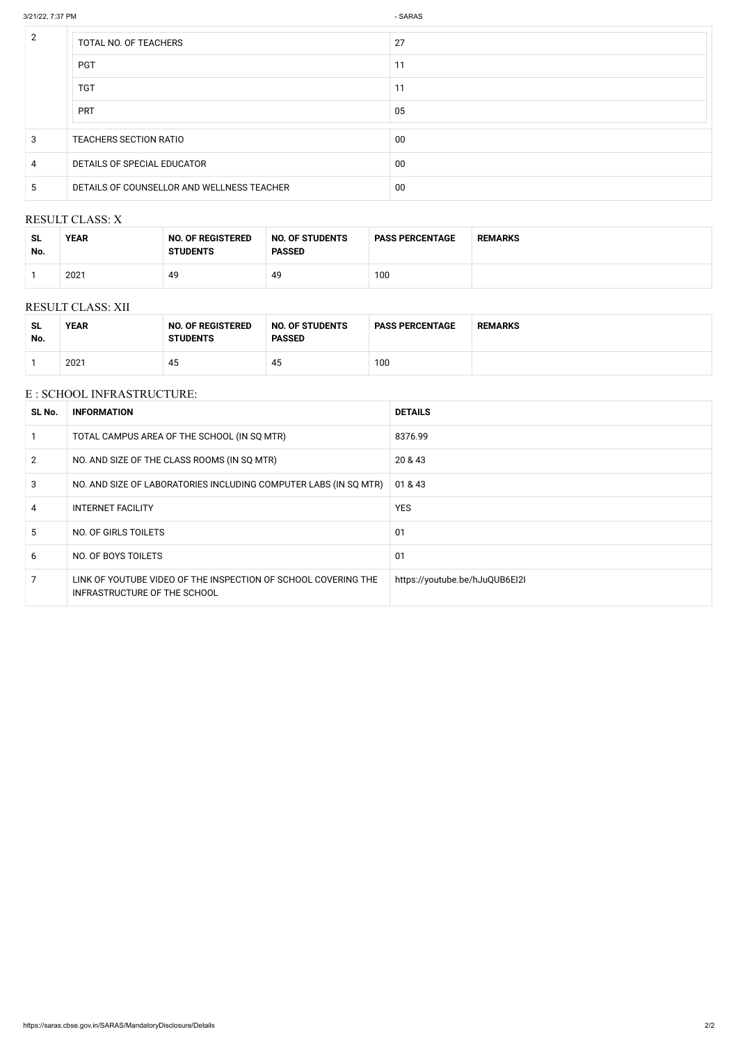| | | |
|---|---|---|
| 2 | TOTAL NO. OF TEACHERS | 27 |
| | PGT | 11 |
| | TGT | 11 |
| | PRT | 05 |
| 3 | TEACHERS SECTION RATIO | 00 |
| 4 | DETAILS OF SPECIAL EDUCATOR | 00 |
| 5 | DETAILS OF COUNSELLOR AND WELLNESS TEACHER | 00 |

## RESULT CLASS: X

| SL No. | YEAR | NO. OF REGISTERED STUDENTS | NO. OF STUDENTS PASSED | PASS PERCENTAGE | REMARKS |
|---|---|---|---|---|---|
| 1 | 2021 | 49 | 49 | 100 | |

## RESULT CLASS: XII

| SL No. | YEAR | NO. OF REGISTERED STUDENTS | NO. OF STUDENTS PASSED | PASS PERCENTAGE | REMARKS |
|---|---|---|---|---|---|
| 1 | 2021 | 45 | 45 | 100 | |

## E : SCHOOL INFRASTRUCTURE:

| SL No. | INFORMATION | DETAILS |
|---|---|---|
| 1 | TOTAL CAMPUS AREA OF THE SCHOOL (IN SQ MTR) | 8376.99 |
| 2 | NO. AND SIZE OF THE CLASS ROOMS (IN SQ MTR) | 20 & 43 |
| 3 | NO. AND SIZE OF LABORATORIES INCLUDING COMPUTER LABS (IN SQ MTR) | 01 & 43 |
| 4 | INTERNET FACILITY | YES |
| 5 | NO. OF GIRLS TOILETS | 01 |
| 6 | NO. OF BOYS TOILETS | 01 |
| 7 | LINK OF YOUTUBE VIDEO OF THE INSPECTION OF SCHOOL COVERING THE INFRASTRUCTURE OF THE SCHOOL | https://youtube.be/hJuQUB6EI2I |